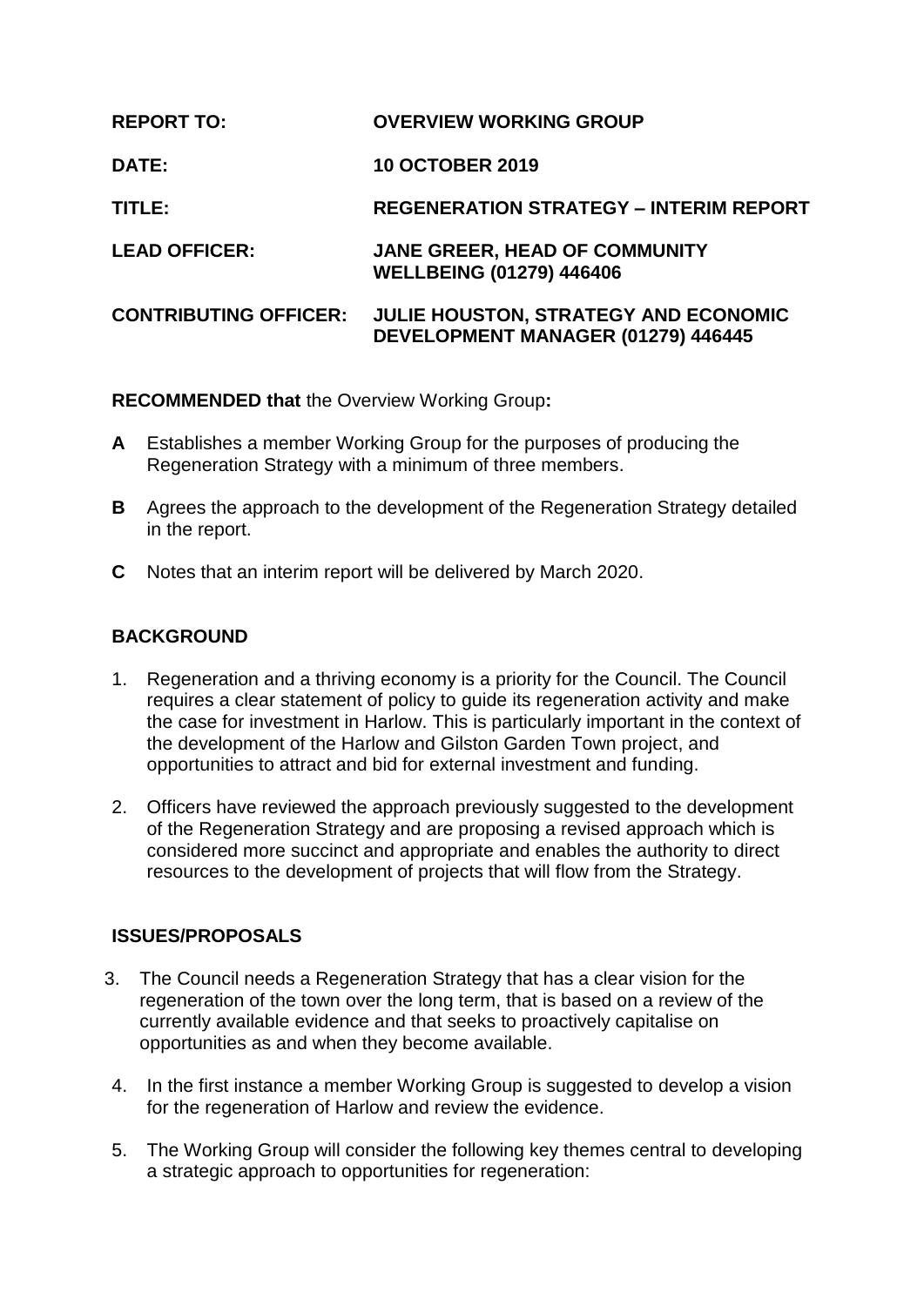| | |
|---|---|
| **REPORT TO:** | **OVERVIEW WORKING GROUP** |
| **DATE:** | **10 OCTOBER 2019** |
| **TITLE:** | **REGENERATION STRATEGY – INTERIM REPORT** |
| **LEAD OFFICER:** | **JANE GREER, HEAD OF COMMUNITY WELLBEING (01279) 446406** |
| **CONTRIBUTING OFFICER:** | **JULIE HOUSTON, STRATEGY AND ECONOMIC DEVELOPMENT MANAGER (01279) 446445** |

**RECOMMENDED that** the Overview Working Group**:**

**A** Establishes a member Working Group for the purposes of producing the Regeneration Strategy with a minimum of three members.

**B** Agrees the approach to the development of the Regeneration Strategy detailed in the report.

**C** Notes that an interim report will be delivered by March 2020.

## BACKGROUND

1. Regeneration and a thriving economy is a priority for the Council. The Council requires a clear statement of policy to guide its regeneration activity and make the case for investment in Harlow. This is particularly important in the context of the development of the Harlow and Gilston Garden Town project, and opportunities to attract and bid for external investment and funding.

2. Officers have reviewed the approach previously suggested to the development of the Regeneration Strategy and are proposing a revised approach which is considered more succinct and appropriate and enables the authority to direct resources to the development of projects that will flow from the Strategy.

## ISSUES/PROPOSALS

3. The Council needs a Regeneration Strategy that has a clear vision for the regeneration of the town over the long term, that is based on a review of the currently available evidence and that seeks to proactively capitalise on opportunities as and when they become available.

4. In the first instance a member Working Group is suggested to develop a vision for the regeneration of Harlow and review the evidence.

5. The Working Group will consider the following key themes central to developing a strategic approach to opportunities for regeneration: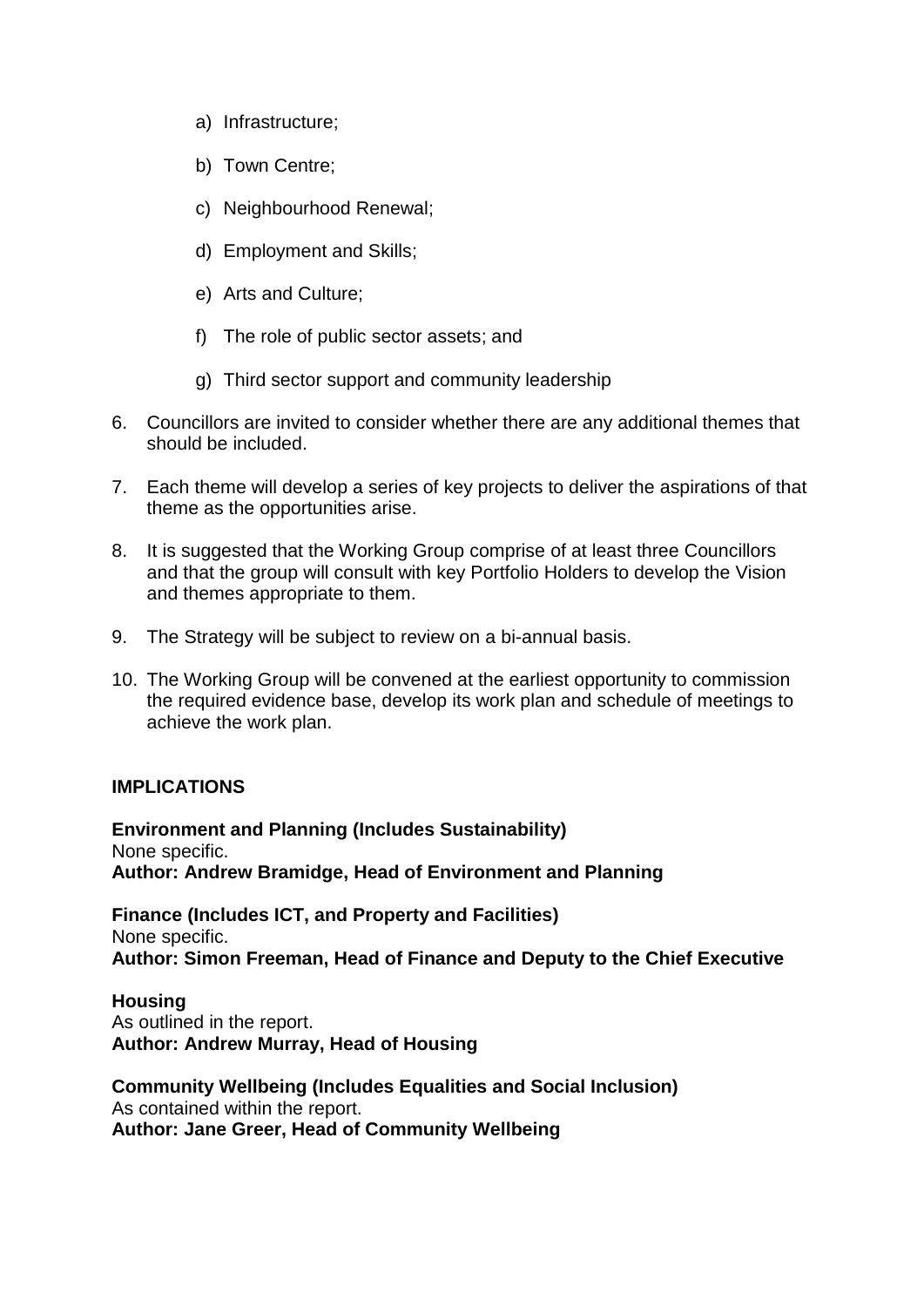a) Infrastructure;

b) Town Centre;

c) Neighbourhood Renewal;

d) Employment and Skills;

e) Arts and Culture;

f) The role of public sector assets; and

g) Third sector support and community leadership

6. Councillors are invited to consider whether there are any additional themes that should be included.

7. Each theme will develop a series of key projects to deliver the aspirations of that theme as the opportunities arise.

8. It is suggested that the Working Group comprise of at least three Councillors and that the group will consult with key Portfolio Holders to develop the Vision and themes appropriate to them.

9. The Strategy will be subject to review on a bi-annual basis.

10. The Working Group will be convened at the earliest opportunity to commission the required evidence base, develop its work plan and schedule of meetings to achieve the work plan.

**IMPLICATIONS**

**Environment and Planning (Includes Sustainability)**
None specific.
**Author: Andrew Bramidge, Head of Environment and Planning**

**Finance (Includes ICT, and Property and Facilities)**
None specific.
**Author: Simon Freeman, Head of Finance and Deputy to the Chief Executive**

**Housing**
As outlined in the report.
**Author: Andrew Murray, Head of Housing**

**Community Wellbeing (Includes Equalities and Social Inclusion)**
As contained within the report.
**Author: Jane Greer, Head of Community Wellbeing**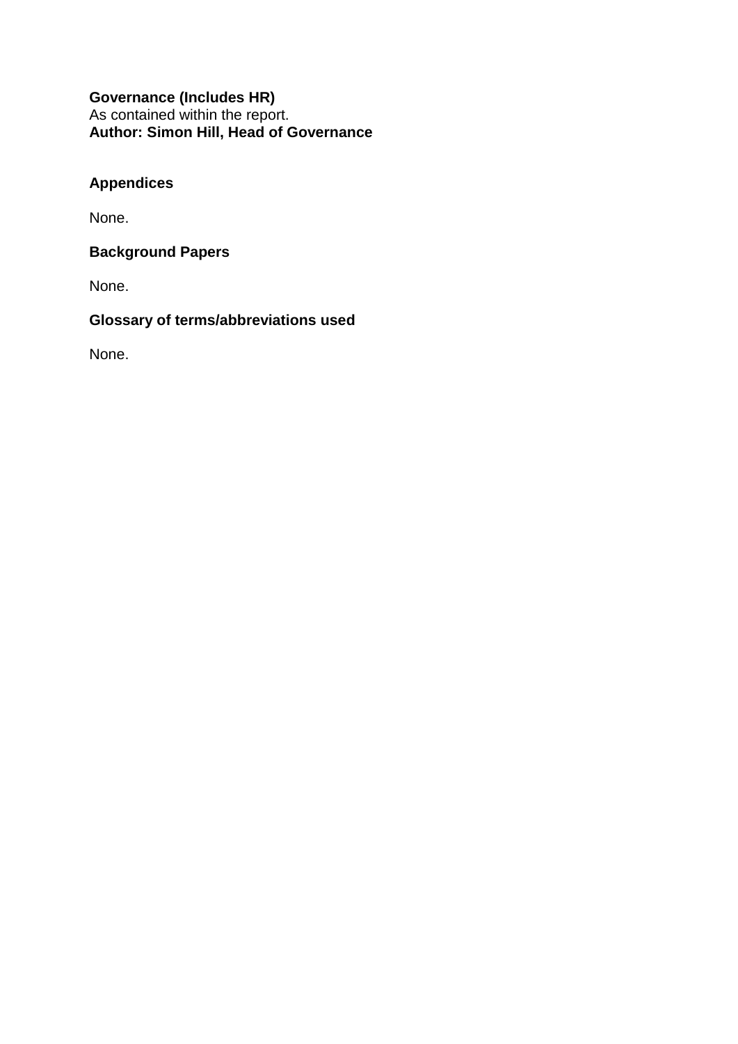**Governance (Includes HR)**
As contained within the report.
**Author: Simon Hill, Head of Governance**

## Appendices

None.

## Background Papers

None.

## Glossary of terms/abbreviations used

None.